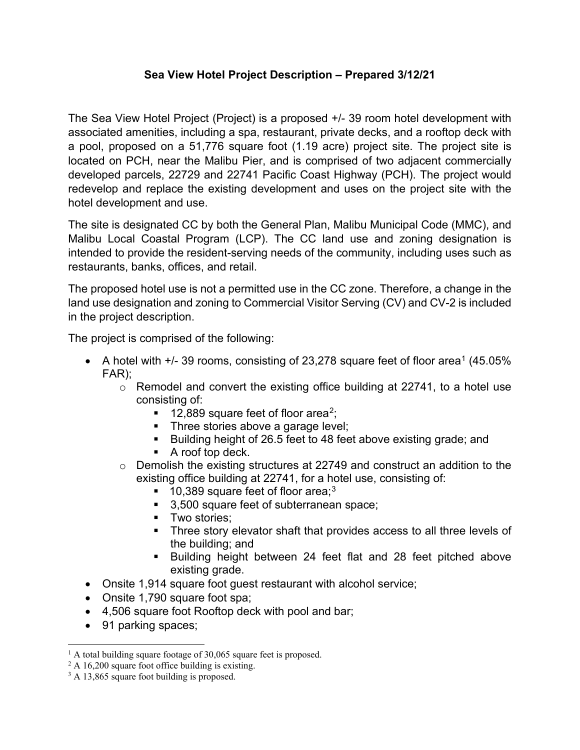# Sea View Hotel Project Description – Prepared 3/12/21

The Sea View Hotel Project (Project) is a proposed +/- 39 room hotel development with associated amenities, including a spa, restaurant, private decks, and a rooftop deck with a pool, proposed on a 51,776 square foot (1.19 acre) project site. The project site is located on PCH, near the Malibu Pier, and is comprised of two adjacent commercially developed parcels, 22729 and 22741 Pacific Coast Highway (PCH). The project would redevelop and replace the existing development and uses on the project site with the hotel development and use.

The site is designated CC by both the General Plan, Malibu Municipal Code (MMC), and Malibu Local Coastal Program (LCP). The CC land use and zoning designation is intended to provide the resident-serving needs of the community, including uses such as restaurants, banks, offices, and retail.

The proposed hotel use is not a permitted use in the CC zone. Therefore, a change in the land use designation and zoning to Commercial Visitor Serving (CV) and CV-2 is included in the project description.

The project is comprised of the following:

- A hotel with +/- 39 rooms, consisting of 23,278 square feet of floor area[1] (45.05% FAR);
  - Remodel and convert the existing office building at 22741, to a hotel use consisting of:
    - 12,889 square feet of floor area[2];
    - Three stories above a garage level;
    - Building height of 26.5 feet to 48 feet above existing grade; and
    - A roof top deck.
  - Demolish the existing structures at 22749 and construct an addition to the existing office building at 22741, for a hotel use, consisting of:
    - 10,389 square feet of floor area;[3]
    - 3,500 square feet of subterranean space;
    - Two stories;
    - Three story elevator shaft that provides access to all three levels of the building; and
    - Building height between 24 feet flat and 28 feet pitched above existing grade.
- Onsite 1,914 square foot guest restaurant with alcohol service;
- Onsite 1,790 square foot spa;
- 4,506 square foot Rooftop deck with pool and bar;
- 91 parking spaces;

---

[1] A total building square footage of 30,065 square feet is proposed.

[2] A 16,200 square foot office building is existing.

[3] A 13,865 square foot building is proposed.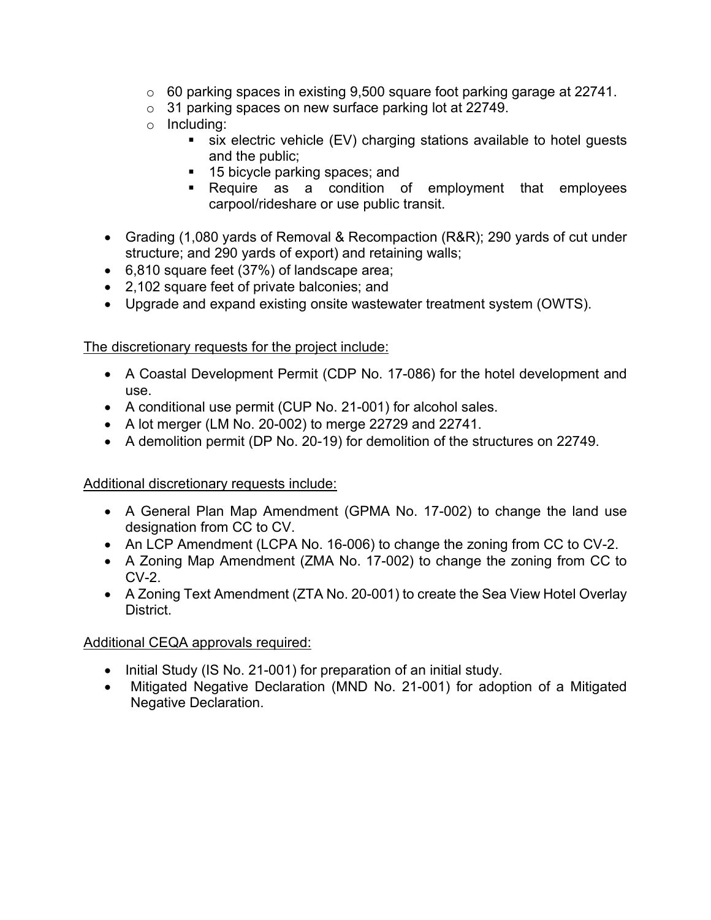- 60 parking spaces in existing 9,500 square foot parking garage at 22741.
  - 31 parking spaces on new surface parking lot at 22749.
  - Including:
    - six electric vehicle (EV) charging stations available to hotel guests and the public;
    - 15 bicycle parking spaces; and
    - Require as a condition of employment that employees carpool/rideshare or use public transit.

- Grading (1,080 yards of Removal & Recompaction (R&R); 290 yards of cut under structure; and 290 yards of export) and retaining walls;
- 6,810 square feet (37%) of landscape area;
- 2,102 square feet of private balconies; and
- Upgrade and expand existing onsite wastewater treatment system (OWTS).

<u>The discretionary requests for the project include:</u>

- A Coastal Development Permit (CDP No. 17-086) for the hotel development and use.
- A conditional use permit (CUP No. 21-001) for alcohol sales.
- A lot merger (LM No. 20-002) to merge 22729 and 22741.
- A demolition permit (DP No. 20-19) for demolition of the structures on 22749.

<u>Additional discretionary requests include:</u>

- A General Plan Map Amendment (GPMA No. 17-002) to change the land use designation from CC to CV.
- An LCP Amendment (LCPA No. 16-006) to change the zoning from CC to CV-2.
- A Zoning Map Amendment (ZMA No. 17-002) to change the zoning from CC to CV-2.
- A Zoning Text Amendment (ZTA No. 20-001) to create the Sea View Hotel Overlay District.

<u>Additional CEQA approvals required:</u>

- Initial Study (IS No. 21-001) for preparation of an initial study.
- Mitigated Negative Declaration (MND No. 21-001) for adoption of a Mitigated Negative Declaration.